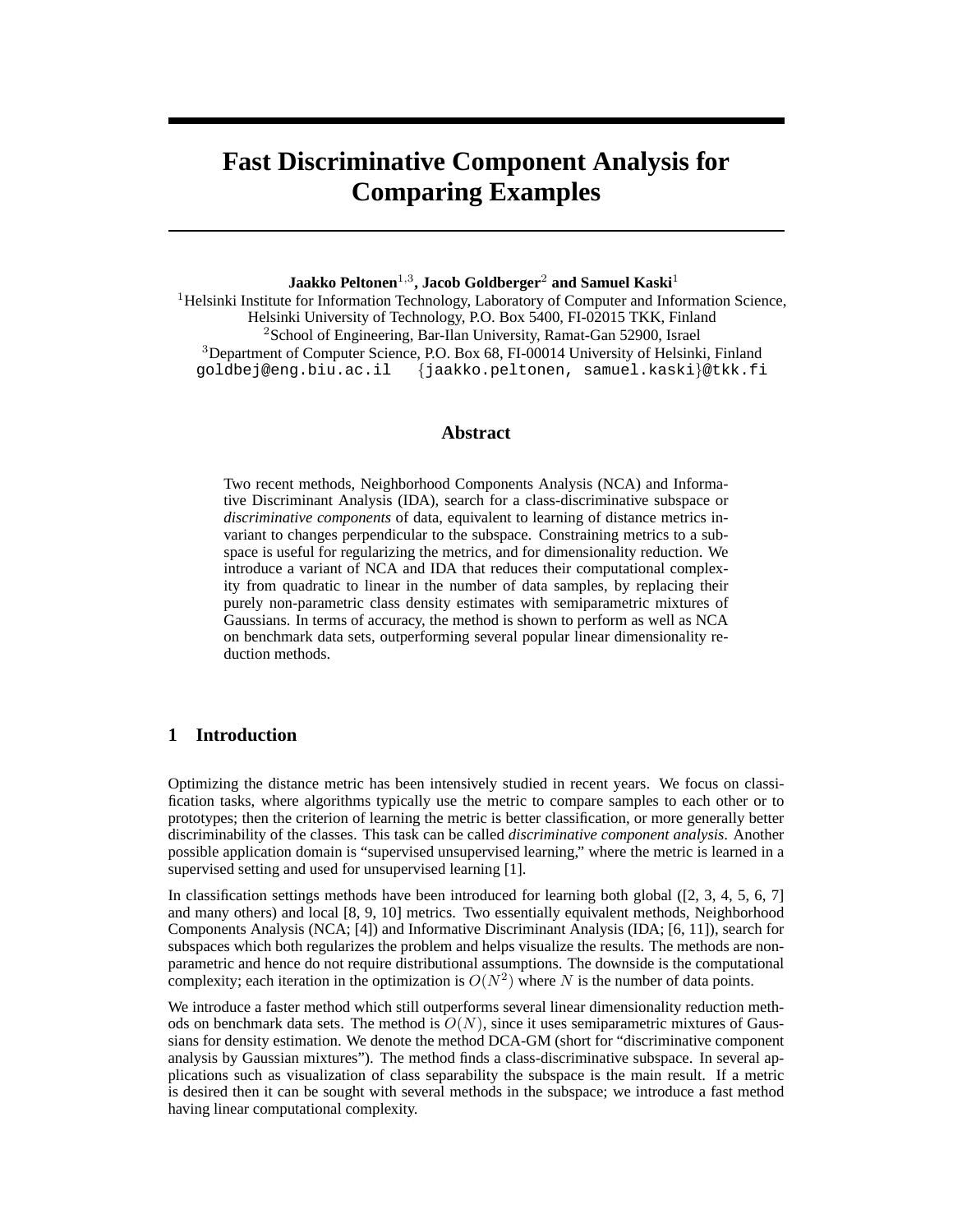# Fast Discriminative Component Analysis for Comparing Examples

**Jaakko Peltonen**[1,3]**, Jacob Goldberger**[2] **and Samuel Kaski**[1]

[1]Helsinki Institute for Information Technology, Laboratory of Computer and Information Science, Helsinki University of Technology, P.O. Box 5400, FI-02015 TKK, Finland
[2]School of Engineering, Bar-Ilan University, Ramat-Gan 52900, Israel
[3]Department of Computer Science, P.O. Box 68, FI-00014 University of Helsinki, Finland
goldbej@eng.biu.ac.il {jaakko.peltonen, samuel.kaski}@tkk.fi

## Abstract

Two recent methods, Neighborhood Components Analysis (NCA) and Informative Discriminant Analysis (IDA), search for a class-discriminative subspace or *discriminative components* of data, equivalent to learning of distance metrics invariant to changes perpendicular to the subspace. Constraining metrics to a subspace is useful for regularizing the metrics, and for dimensionality reduction. We introduce a variant of NCA and IDA that reduces their computational complexity from quadratic to linear in the number of data samples, by replacing their purely non-parametric class density estimates with semiparametric mixtures of Gaussians. In terms of accuracy, the method is shown to perform as well as NCA on benchmark data sets, outperforming several popular linear dimensionality reduction methods.

## 1 Introduction

Optimizing the distance metric has been intensively studied in recent years. We focus on classification tasks, where algorithms typically use the metric to compare samples to each other or to prototypes; then the criterion of learning the metric is better classification, or more generally better discriminability of the classes. This task can be called *discriminative component analysis*. Another possible application domain is "supervised unsupervised learning," where the metric is learned in a supervised setting and used for unsupervised learning [1].

In classification settings methods have been introduced for learning both global ([2, 3, 4, 5, 6, 7] and many others) and local [8, 9, 10] metrics. Two essentially equivalent methods, Neighborhood Components Analysis (NCA; [4]) and Informative Discriminant Analysis (IDA; [6, 11]), search for subspaces which both regularizes the problem and helps visualize the results. The methods are non-parametric and hence do not require distributional assumptions. The downside is the computational complexity; each iteration in the optimization is $O(N^2)$ where $N$ is the number of data points.

We introduce a faster method which still outperforms several linear dimensionality reduction methods on benchmark data sets. The method is $O(N)$, since it uses semiparametric mixtures of Gaussians for density estimation. We denote the method DCA-GM (short for "discriminative component analysis by Gaussian mixtures"). The method finds a class-discriminative subspace. In several applications such as visualization of class separability the subspace is the main result. If a metric is desired then it can be sought with several methods in the subspace; we introduce a fast method having linear computational complexity.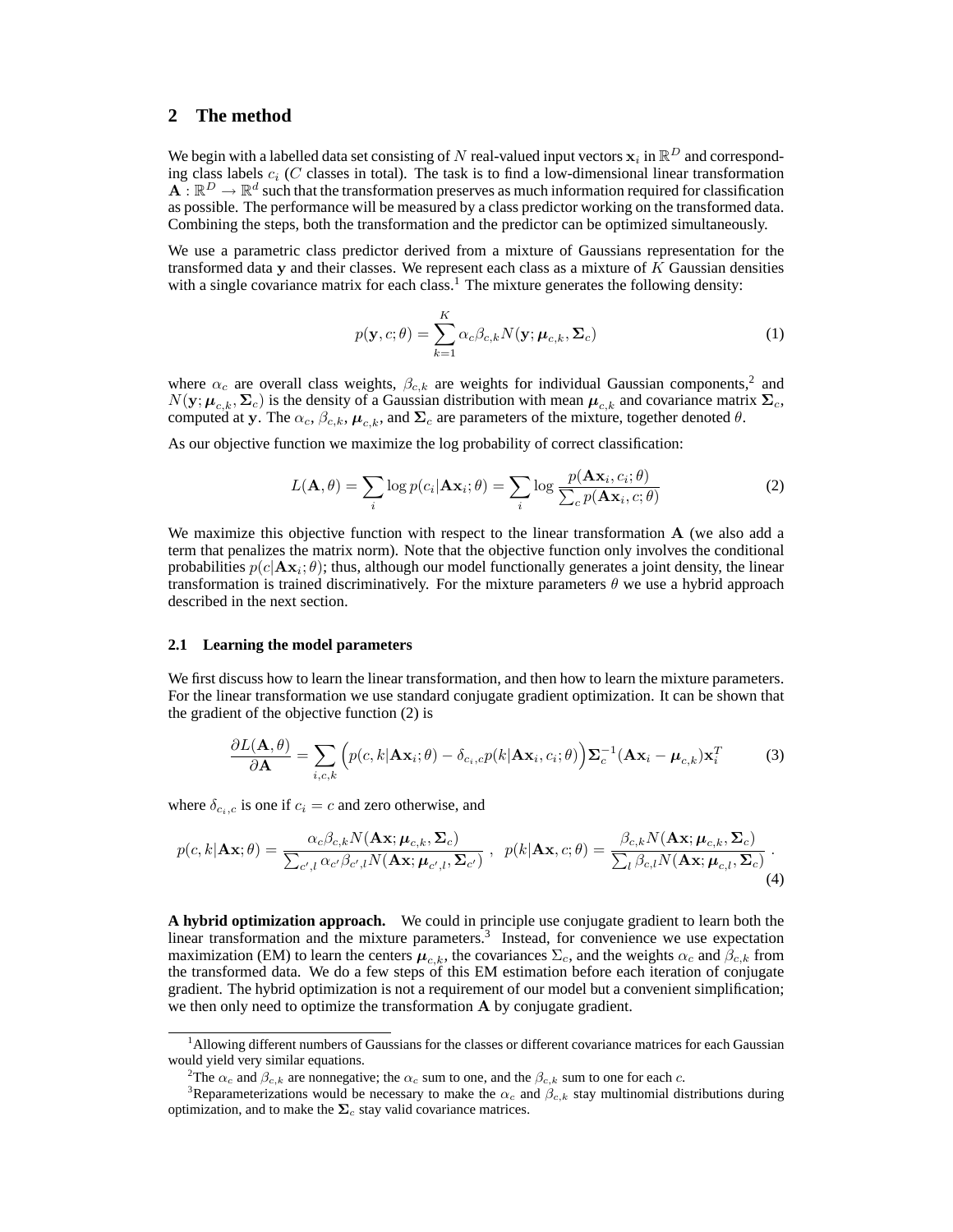## 2 The method

We begin with a labelled data set consisting of $N$ real-valued input vectors $\mathbf{x}_i$ in $\mathbb{R}^D$ and corresponding class labels $c_i$ ($C$ classes in total). The task is to find a low-dimensional linear transformation $\mathbf{A} : \mathbb{R}^D \to \mathbb{R}^d$ such that the transformation preserves as much information required for classification as possible. The performance will be measured by a class predictor working on the transformed data. Combining the steps, both the transformation and the predictor can be optimized simultaneously.

We use a parametric class predictor derived from a mixture of Gaussians representation for the transformed data $\mathbf{y}$ and their classes. We represent each class as a mixture of $K$ Gaussian densities with a single covariance matrix for each class.[1] The mixture generates the following density:

$$p(\mathbf{y}, c; \theta) = \sum_{k=1}^{K} \alpha_c \beta_{c,k} N(\mathbf{y}; \boldsymbol{\mu}_{c,k}, \boldsymbol{\Sigma}_c) \tag{1}$$

where $\alpha_c$ are overall class weights, $\beta_{c,k}$ are weights for individual Gaussian components,[2] and $N(\mathbf{y}; \boldsymbol{\mu}_{c,k}, \boldsymbol{\Sigma}_c)$ is the density of a Gaussian distribution with mean $\boldsymbol{\mu}_{c,k}$ and covariance matrix $\boldsymbol{\Sigma}_c$, computed at $\mathbf{y}$. The $\alpha_c$, $\beta_{c,k}$, $\boldsymbol{\mu}_{c,k}$, and $\boldsymbol{\Sigma}_c$ are parameters of the mixture, together denoted $\theta$.

As our objective function we maximize the log probability of correct classification:

$$L(\mathbf{A}, \theta) = \sum_i \log p(c_i | \mathbf{A}\mathbf{x}_i; \theta) = \sum_i \log \frac{p(\mathbf{A}\mathbf{x}_i, c_i; \theta)}{\sum_c p(\mathbf{A}\mathbf{x}_i, c; \theta)} \tag{2}$$

We maximize this objective function with respect to the linear transformation $\mathbf{A}$ (we also add a term that penalizes the matrix norm). Note that the objective function only involves the conditional probabilities $p(c|\mathbf{A}\mathbf{x}_i; \theta)$; thus, although our model functionally generates a joint density, the linear transformation is trained discriminatively. For the mixture parameters $\theta$ we use a hybrid approach described in the next section.

### 2.1 Learning the model parameters

We first discuss how to learn the linear transformation, and then how to learn the mixture parameters. For the linear transformation we use standard conjugate gradient optimization. It can be shown that the gradient of the objective function (2) is

$$\frac{\partial L(\mathbf{A}, \theta)}{\partial \mathbf{A}} = \sum_{i,c,k} \Big( p(c, k | \mathbf{A}\mathbf{x}_i; \theta) - \delta_{c_i,c} p(k | \mathbf{A}\mathbf{x}_i, c_i; \theta) \Big) \boldsymbol{\Sigma}_c^{-1} (\mathbf{A}\mathbf{x}_i - \boldsymbol{\mu}_{c,k}) \mathbf{x}_i^T \tag{3}$$

where $\delta_{c_i,c}$ is one if $c_i = c$ and zero otherwise, and

$$p(c, k | \mathbf{A}\mathbf{x}; \theta) = \frac{\alpha_c \beta_{c,k} N(\mathbf{A}\mathbf{x}; \boldsymbol{\mu}_{c,k}, \boldsymbol{\Sigma}_c)}{\sum_{c',l} \alpha_{c'} \beta_{c',l} N(\mathbf{A}\mathbf{x}; \boldsymbol{\mu}_{c',l}, \boldsymbol{\Sigma}_{c'})} \;, \;\; p(k | \mathbf{A}\mathbf{x}, c; \theta) = \frac{\beta_{c,k} N(\mathbf{A}\mathbf{x}; \boldsymbol{\mu}_{c,k}, \boldsymbol{\Sigma}_c)}{\sum_l \beta_{c,l} N(\mathbf{A}\mathbf{x}; \boldsymbol{\mu}_{c,l}, \boldsymbol{\Sigma}_c)} \,. \tag{4}$$

**A hybrid optimization approach.** We could in principle use conjugate gradient to learn both the linear transformation and the mixture parameters.[3] Instead, for convenience we use expectation maximization (EM) to learn the centers $\boldsymbol{\mu}_{c,k}$, the covariances $\Sigma_c$, and the weights $\alpha_c$ and $\beta_{c,k}$ from the transformed data. We do a few steps of this EM estimation before each iteration of conjugate gradient. The hybrid optimization is not a requirement of our model but a convenient simplification; we then only need to optimize the transformation $\mathbf{A}$ by conjugate gradient.

---

[1] Allowing different numbers of Gaussians for the classes or different covariance matrices for each Gaussian would yield very similar equations.

[2] The $\alpha_c$ and $\beta_{c,k}$ are nonnegative; the $\alpha_c$ sum to one, and the $\beta_{c,k}$ sum to one for each $c$.

[3] Reparameterizations would be necessary to make the $\alpha_c$ and $\beta_{c,k}$ stay multinomial distributions during optimization, and to make the $\boldsymbol{\Sigma}_c$ stay valid covariance matrices.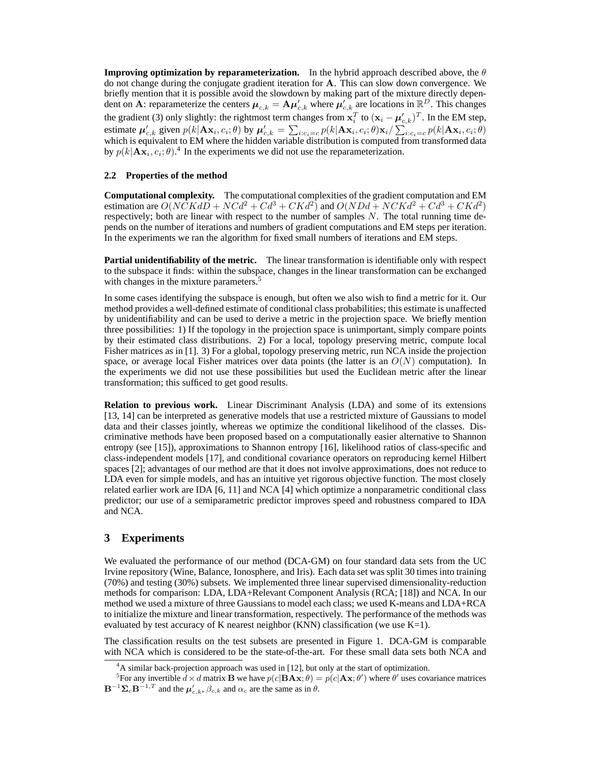**Improving optimization by reparameterization.** In the hybrid approach described above, the $\theta$ do not change during the conjugate gradient iteration for $\mathbf{A}$. This can slow down convergence. We briefly mention that it is possible avoid the slowdown by making part of the mixture directly dependent on $\mathbf{A}$: reparameterize the centers $\boldsymbol{\mu}_{c,k} = \mathbf{A}\boldsymbol{\mu}'_{c,k}$ where $\boldsymbol{\mu}'_{c,k}$ are locations in $\mathbb{R}^D$. This changes the gradient (3) only slightly: the rightmost term changes from $\mathbf{x}_i^T$ to $(\mathbf{x}_i - \boldsymbol{\mu}'_{c,k})^T$. In the EM step, estimate $\boldsymbol{\mu}'_{c,k}$ given $p(k|\mathbf{A}\mathbf{x}_i, c_i; \theta)$ by $\boldsymbol{\mu}'_{c,k} = \sum_{i:c_i=c} p(k|\mathbf{A}\mathbf{x}_i, c_i; \theta)\mathbf{x}_i / \sum_{i:c_i=c} p(k|\mathbf{A}\mathbf{x}_i, c_i; \theta)$ which is equivalent to EM where the hidden variable distribution is computed from transformed data by $p(k|\mathbf{A}\mathbf{x}_i, c_i; \theta)$.[4] In the experiments we did not use the reparameterization.

### 2.2 Properties of the method

**Computational complexity.** The computational complexities of the gradient computation and EM estimation are $O(NCKdD + NCd^2 + Cd^3 + CKd^2)$ and $O(NDd + NCKd^2 + Cd^3 + CKd^2)$ respectively; both are linear with respect to the number of samples $N$. The total running time depends on the number of iterations and numbers of gradient computations and EM steps per iteration. In the experiments we ran the algorithm for fixed small numbers of iterations and EM steps.

**Partial unidentifiability of the metric.** The linear transformation is identifiable only with respect to the subspace it finds: within the subspace, changes in the linear transformation can be exchanged with changes in the mixture parameters.[5]

In some cases identifying the subspace is enough, but often we also wish to find a metric for it. Our method provides a well-defined estimate of conditional class probabilities; this estimate is unaffected by unidentifiability and can be used to derive a metric in the projection space. We briefly mention three possibilities: 1) If the topology in the projection space is unimportant, simply compare points by their estimated class distributions. 2) For a local, topology preserving metric, compute local Fisher matrices as in [1]. 3) For a global, topology preserving metric, run NCA inside the projection space, or average local Fisher matrices over data points (the latter is an $O(N)$ computation). In the experiments we did not use these possibilities but used the Euclidean metric after the linear transformation; this sufficed to get good results.

**Relation to previous work.** Linear Discriminant Analysis (LDA) and some of its extensions [13, 14] can be interpreted as generative models that use a restricted mixture of Gaussians to model data and their classes jointly, whereas we optimize the conditional likelihood of the classes. Discriminative methods have been proposed based on a computationally easier alternative to Shannon entropy (see [15]), approximations to Shannon entropy [16], likelihood ratios of class-specific and class-independent models [17], and conditional covariance operators on reproducing kernel Hilbert spaces [2]; advantages of our method are that it does not involve approximations, does not reduce to LDA even for simple models, and has an intuitive yet rigorous objective function. The most closely related earlier work are IDA [6, 11] and NCA [4] which optimize a nonparametric conditional class predictor; our use of a semiparametric predictor improves speed and robustness compared to IDA and NCA.

## 3 Experiments

We evaluated the performance of our method (DCA-GM) on four standard data sets from the UC Irvine repository (Wine, Balance, Ionosphere, and Iris). Each data set was split 30 times into training (70%) and testing (30%) subsets. We implemented three linear supervised dimensionality-reduction methods for comparison: LDA, LDA+Relevant Component Analysis (RCA; [18]) and NCA. In our method we used a mixture of three Gaussians to model each class; we used K-means and LDA+RCA to initialize the mixture and linear transformation, respectively. The performance of the methods was evaluated by test accuracy of K nearest neighbor (KNN) classification (we use K=1).

The classification results on the test subsets are presented in Figure 1. DCA-GM is comparable with NCA which is considered to be the state-of-the-art. For these small data sets both NCA and

[4] A similar back-projection approach was used in [12], but only at the start of optimization.

[5] For any invertible $d \times d$ matrix $\mathbf{B}$ we have $p(c|\mathbf{B}\mathbf{A}\mathbf{x}; \theta) = p(c|\mathbf{A}\mathbf{x}; \theta')$ where $\theta'$ uses covariance matrices $\mathbf{B}^{-1}\boldsymbol{\Sigma}_c\mathbf{B}^{-1,T}$ and the $\boldsymbol{\mu}'_{c,k}$, $\beta_{c,k}$ and $\alpha_c$ are the same as in $\theta$.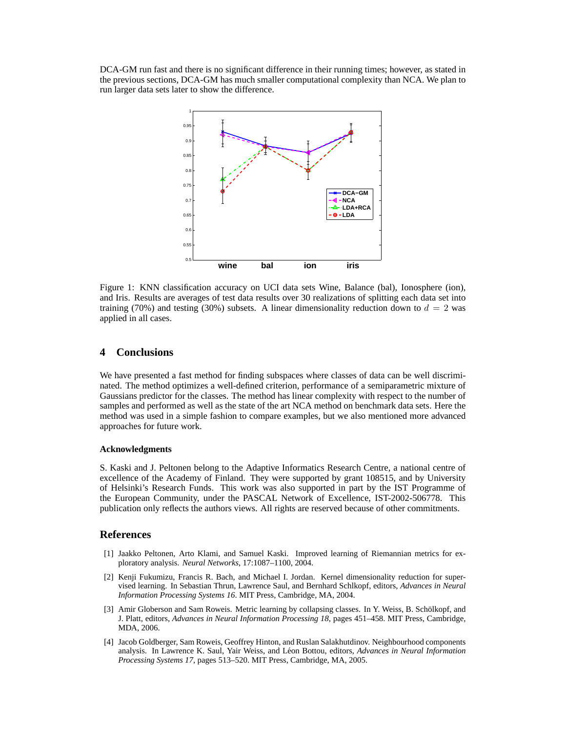DCA-GM run fast and there is no significant difference in their running times; however, as stated in the previous sections, DCA-GM has much smaller computational complexity than NCA. We plan to run larger data sets later to show the difference.

Figure 1: KNN classification accuracy on UCI data sets Wine, Balance (bal), Ionosphere (ion), and Iris. Results are averages of test data results over 30 realizations of splitting each data set into training (70%) and testing (30%) subsets. A linear dimensionality reduction down to $d = 2$ was applied in all cases.

## 4 Conclusions

We have presented a fast method for finding subspaces where classes of data can be well discriminated. The method optimizes a well-defined criterion, performance of a semiparametric mixture of Gaussians predictor for the classes. The method has linear complexity with respect to the number of samples and performed as well as the state of the art NCA method on benchmark data sets. Here the method was used in a simple fashion to compare examples, but we also mentioned more advanced approaches for future work.

#### Acknowledgments

S. Kaski and J. Peltonen belong to the Adaptive Informatics Research Centre, a national centre of excellence of the Academy of Finland. They were supported by grant 108515, and by University of Helsinki's Research Funds. This work was also supported in part by the IST Programme of the European Community, under the PASCAL Network of Excellence, IST-2002-506778. This publication only reflects the authors views. All rights are reserved because of other commitments.

## References

[1] Jaakko Peltonen, Arto Klami, and Samuel Kaski. Improved learning of Riemannian metrics for exploratory analysis. *Neural Networks*, 17:1087–1100, 2004.

[2] Kenji Fukumizu, Francis R. Bach, and Michael I. Jordan. Kernel dimensionality reduction for supervised learning. In Sebastian Thrun, Lawrence Saul, and Bernhard Schlkopf, editors, *Advances in Neural Information Processing Systems 16*. MIT Press, Cambridge, MA, 2004.

[3] Amir Globerson and Sam Roweis. Metric learning by collapsing classes. In Y. Weiss, B. Schölkopf, and J. Platt, editors, *Advances in Neural Information Processing 18*, pages 451–458. MIT Press, Cambridge, MDA, 2006.

[4] Jacob Goldberger, Sam Roweis, Geoffrey Hinton, and Ruslan Salakhutdinov. Neighbourhood components analysis. In Lawrence K. Saul, Yair Weiss, and Léon Bottou, editors, *Advances in Neural Information Processing Systems 17*, pages 513–520. MIT Press, Cambridge, MA, 2005.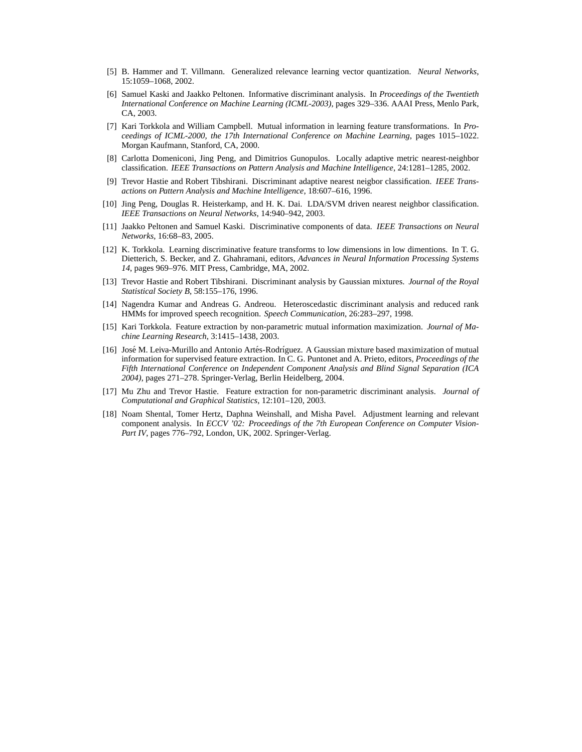[5] B. Hammer and T. Villmann. Generalized relevance learning vector quantization. *Neural Networks*, 15:1059–1068, 2002.

[6] Samuel Kaski and Jaakko Peltonen. Informative discriminant analysis. In *Proceedings of the Twentieth International Conference on Machine Learning (ICML-2003)*, pages 329–336. AAAI Press, Menlo Park, CA, 2003.

[7] Kari Torkkola and William Campbell. Mutual information in learning feature transformations. In *Proceedings of ICML-2000, the 17th International Conference on Machine Learning*, pages 1015–1022. Morgan Kaufmann, Stanford, CA, 2000.

[8] Carlotta Domeniconi, Jing Peng, and Dimitrios Gunopulos. Locally adaptive metric nearest-neighbor classification. *IEEE Transactions on Pattern Analysis and Machine Intelligence*, 24:1281–1285, 2002.

[9] Trevor Hastie and Robert Tibshirani. Discriminant adaptive nearest neigbor classification. *IEEE Transactions on Pattern Analysis and Machine Intelligence*, 18:607–616, 1996.

[10] Jing Peng, Douglas R. Heisterkamp, and H. K. Dai. LDA/SVM driven nearest neighbor classification. *IEEE Transactions on Neural Networks*, 14:940–942, 2003.

[11] Jaakko Peltonen and Samuel Kaski. Discriminative components of data. *IEEE Transactions on Neural Networks*, 16:68–83, 2005.

[12] K. Torkkola. Learning discriminative feature transforms to low dimensions in low dimentions. In T. G. Dietterich, S. Becker, and Z. Ghahramani, editors, *Advances in Neural Information Processing Systems 14*, pages 969–976. MIT Press, Cambridge, MA, 2002.

[13] Trevor Hastie and Robert Tibshirani. Discriminant analysis by Gaussian mixtures. *Journal of the Royal Statistical Society B*, 58:155–176, 1996.

[14] Nagendra Kumar and Andreas G. Andreou. Heteroscedastic discriminant analysis and reduced rank HMMs for improved speech recognition. *Speech Communication*, 26:283–297, 1998.

[15] Kari Torkkola. Feature extraction by non-parametric mutual information maximization. *Journal of Machine Learning Research*, 3:1415–1438, 2003.

[16] José M. Leiva-Murillo and Antonio Artés-Rodríguez. A Gaussian mixture based maximization of mutual information for supervised feature extraction. In C. G. Puntonet and A. Prieto, editors, *Proceedings of the Fifth International Conference on Independent Component Analysis and Blind Signal Separation (ICA 2004)*, pages 271–278. Springer-Verlag, Berlin Heidelberg, 2004.

[17] Mu Zhu and Trevor Hastie. Feature extraction for non-parametric discriminant analysis. *Journal of Computational and Graphical Statistics*, 12:101–120, 2003.

[18] Noam Shental, Tomer Hertz, Daphna Weinshall, and Misha Pavel. Adjustment learning and relevant component analysis. In *ECCV '02: Proceedings of the 7th European Conference on Computer Vision-Part IV*, pages 776–792, London, UK, 2002. Springer-Verlag.